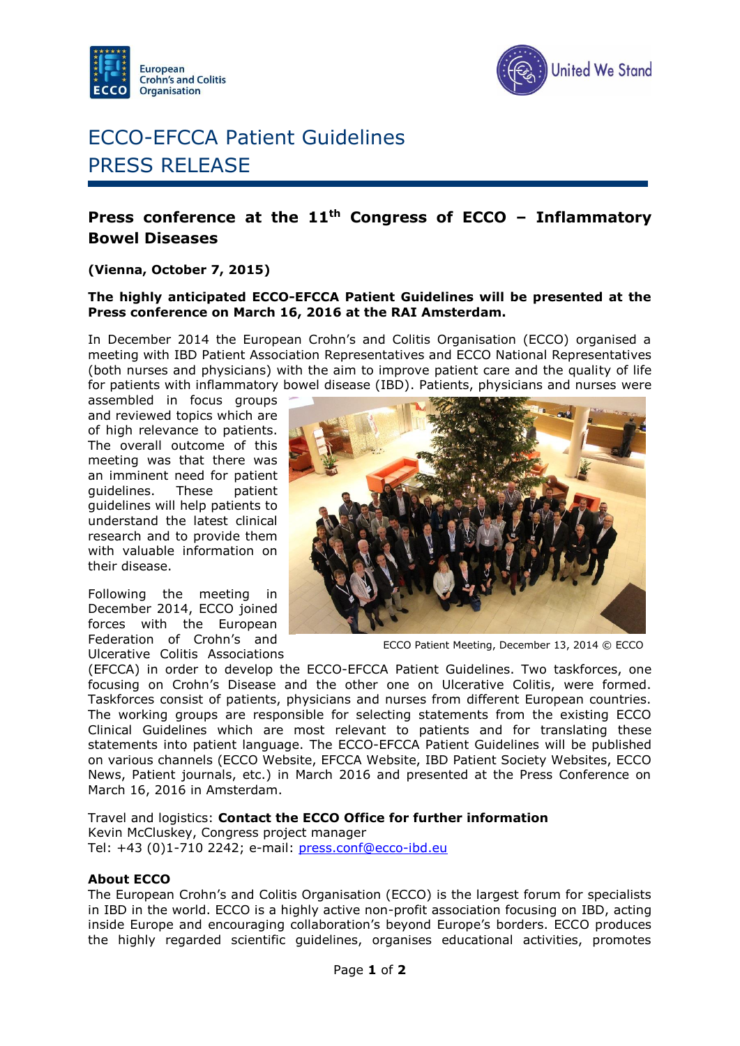# ECCO-EFCCA Patient Guidelines
# PRESS RELEASE

## Press conference at the 11th Congress of ECCO – Inflammatory Bowel Diseases

**(Vienna, October 7, 2015)**

**The highly anticipated ECCO-EFCCA Patient Guidelines will be presented at the Press conference on March 16, 2016 at the RAI Amsterdam.**

In December 2014 the European Crohn's and Colitis Organisation (ECCO) organised a meeting with IBD Patient Association Representatives and ECCO National Representatives (both nurses and physicians) with the aim to improve patient care and the quality of life for patients with inflammatory bowel disease (IBD). Patients, physicians and nurses were assembled in focus groups and reviewed topics which are of high relevance to patients. The overall outcome of this meeting was that there was an imminent need for patient guidelines. These patient guidelines will help patients to understand the latest clinical research and to provide them with valuable information on their disease.

ECCO Patient Meeting, December 13, 2014 © ECCO

Following the meeting in December 2014, ECCO joined forces with the European Federation of Crohn's and Ulcerative Colitis Associations (EFCCA) in order to develop the ECCO-EFCCA Patient Guidelines. Two taskforces, one focusing on Crohn's Disease and the other one on Ulcerative Colitis, were formed. Taskforces consist of patients, physicians and nurses from different European countries. The working groups are responsible for selecting statements from the existing ECCO Clinical Guidelines which are most relevant to patients and for translating these statements into patient language. The ECCO-EFCCA Patient Guidelines will be published on various channels (ECCO Website, EFCCA Website, IBD Patient Society Websites, ECCO News, Patient journals, etc.) in March 2016 and presented at the Press Conference on March 16, 2016 in Amsterdam.

Travel and logistics: **Contact the ECCO Office for further information**
Kevin McCluskey, Congress project manager
Tel: +43 (0)1-710 2242; e-mail: press.conf@ecco-ibd.eu

**About ECCO**
The European Crohn's and Colitis Organisation (ECCO) is the largest forum for specialists in IBD in the world. ECCO is a highly active non-profit association focusing on IBD, acting inside Europe and encouraging collaboration's beyond Europe's borders. ECCO produces the highly regarded scientific guidelines, organises educational activities, promotes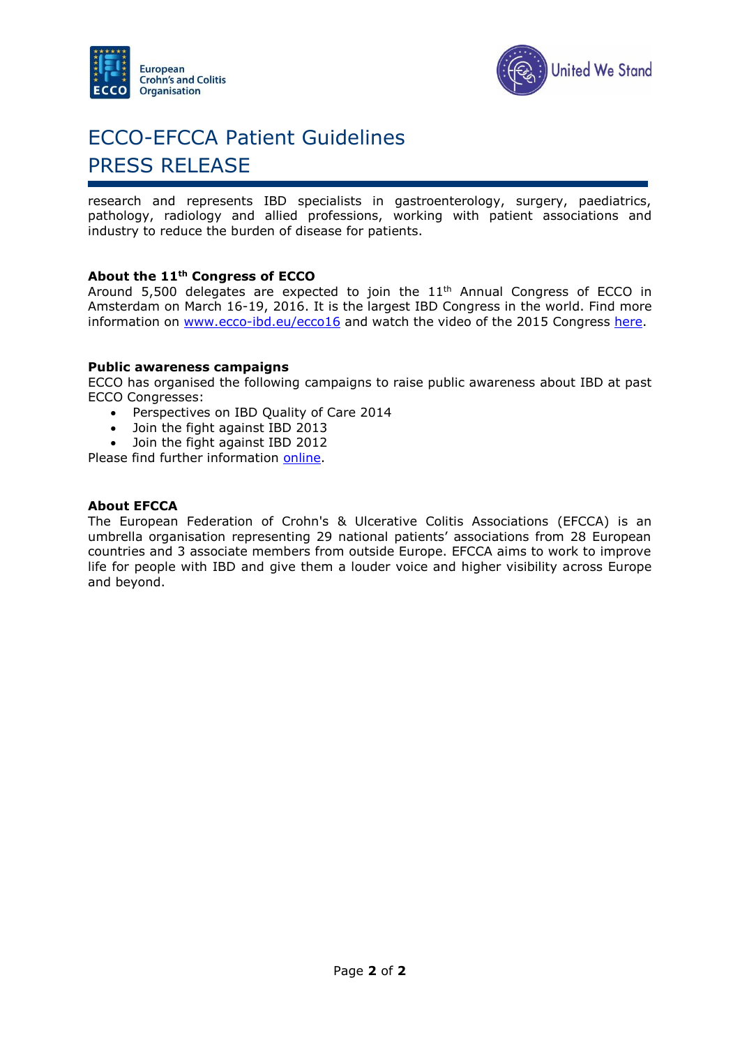research and represents IBD specialists in gastroenterology, surgery, paediatrics, pathology, radiology and allied professions, working with patient associations and industry to reduce the burden of disease for patients.

**About the 11th Congress of ECCO**

Around 5,500 delegates are expected to join the 11th Annual Congress of ECCO in Amsterdam on March 16-19, 2016. It is the largest IBD Congress in the world. Find more information on [www.ecco-ibd.eu/ecco16](www.ecco-ibd.eu/ecco16) and watch the video of the 2015 Congress here.

**Public awareness campaigns**

ECCO has organised the following campaigns to raise public awareness about IBD at past ECCO Congresses:

- Perspectives on IBD Quality of Care 2014
- Join the fight against IBD 2013
- Join the fight against IBD 2012

Please find further information online.

**About EFCCA**

The European Federation of Crohn's & Ulcerative Colitis Associations (EFCCA) is an umbrella organisation representing 29 national patients' associations from 28 European countries and 3 associate members from outside Europe. EFCCA aims to work to improve life for people with IBD and give them a louder voice and higher visibility across Europe and beyond.